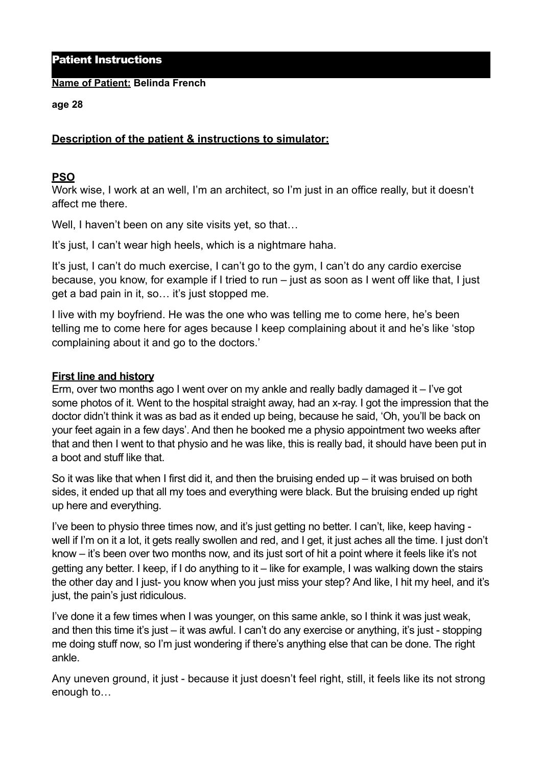# Patient Instructions

**Name of Patient:** **Belinda French**

**age 28**

**Description of the patient & instructions to simulator:**

**PSO**

Work wise, I work at an well, I'm an architect, so I'm just in an office really, but it doesn't affect me there.

Well, I haven't been on any site visits yet, so that…

It's just, I can't wear high heels, which is a nightmare haha.

It's just, I can't do much exercise, I can't go to the gym, I can't do any cardio exercise because, you know, for example if I tried to run – just as soon as I went off like that, I just get a bad pain in it, so… it's just stopped me.

I live with my boyfriend. He was the one who was telling me to come here, he's been telling me to come here for ages because I keep complaining about it and he's like 'stop complaining about it and go to the doctors.'

**First line and history**

Erm, over two months ago I went over on my ankle and really badly damaged it – I've got some photos of it. Went to the hospital straight away, had an x-ray. I got the impression that the doctor didn't think it was as bad as it ended up being, because he said, 'Oh, you'll be back on your feet again in a few days'. And then he booked me a physio appointment two weeks after that and then I went to that physio and he was like, this is really bad, it should have been put in a boot and stuff like that.

So it was like that when I first did it, and then the bruising ended up – it was bruised on both sides, it ended up that all my toes and everything were black. But the bruising ended up right up here and everything.

I've been to physio three times now, and it's just getting no better. I can't, like, keep having - well if I'm on it a lot, it gets really swollen and red, and I get, it just aches all the time. I just don't know – it's been over two months now, and its just sort of hit a point where it feels like it's not getting any better. I keep, if I do anything to it – like for example, I was walking down the stairs the other day and I just- you know when you just miss your step? And like, I hit my heel, and it's just, the pain's just ridiculous.

I've done it a few times when I was younger, on this same ankle, so I think it was just weak, and then this time it's just – it was awful. I can't do any exercise or anything, it's just - stopping me doing stuff now, so I'm just wondering if there's anything else that can be done. The right ankle.

Any uneven ground, it just - because it just doesn't feel right, still, it feels like its not strong enough to…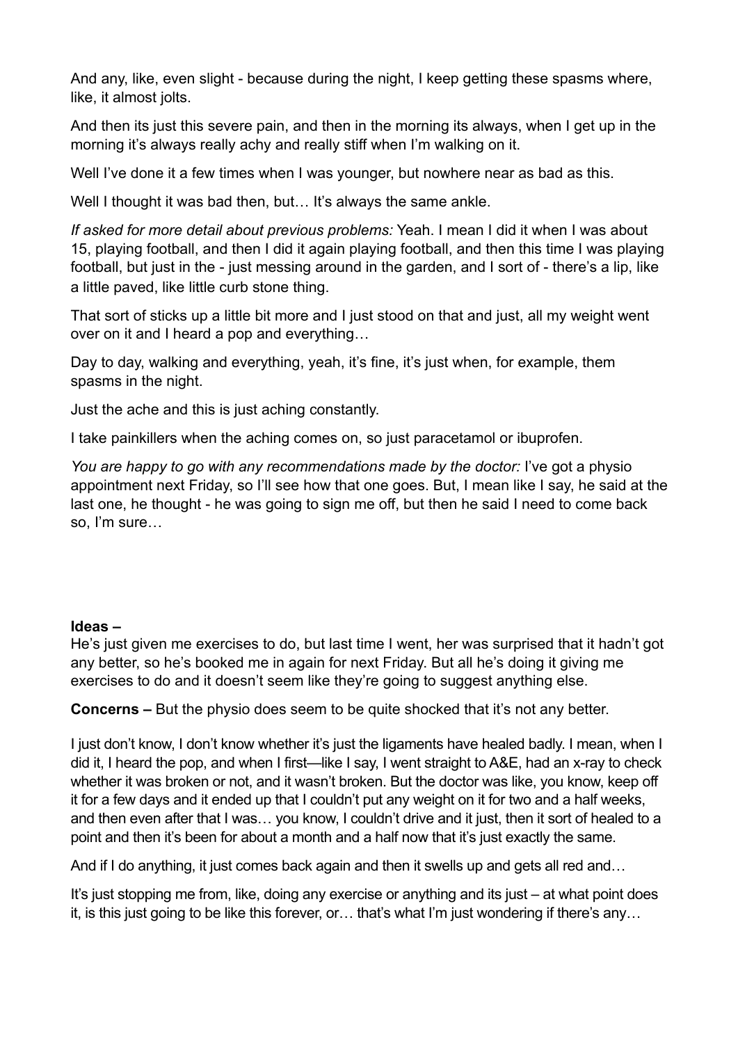And any, like, even slight - because during the night, I keep getting these spasms where, like, it almost jolts.

And then its just this severe pain, and then in the morning its always, when I get up in the morning it's always really achy and really stiff when I'm walking on it.

Well I've done it a few times when I was younger, but nowhere near as bad as this.

Well I thought it was bad then, but… It's always the same ankle.

*If asked for more detail about previous problems:* Yeah. I mean I did it when I was about 15, playing football, and then I did it again playing football, and then this time I was playing football, but just in the - just messing around in the garden, and I sort of - there's a lip, like a little paved, like little curb stone thing.

That sort of sticks up a little bit more and I just stood on that and just, all my weight went over on it and I heard a pop and everything…

Day to day, walking and everything, yeah, it's fine, it's just when, for example, them spasms in the night.

Just the ache and this is just aching constantly.

I take painkillers when the aching comes on, so just paracetamol or ibuprofen.

*You are happy to go with any recommendations made by the doctor:* I've got a physio appointment next Friday, so I'll see how that one goes. But, I mean like I say, he said at the last one, he thought - he was going to sign me off, but then he said I need to come back so, I'm sure…

**Ideas –**
He's just given me exercises to do, but last time I went, her was surprised that it hadn't got any better, so he's booked me in again for next Friday. But all he's doing it giving me exercises to do and it doesn't seem like they're going to suggest anything else.

**Concerns –** But the physio does seem to be quite shocked that it's not any better.

I just don't know, I don't know whether it's just the ligaments have healed badly. I mean, when I did it, I heard the pop, and when I first—like I say, I went straight to A&E, had an x-ray to check whether it was broken or not, and it wasn't broken. But the doctor was like, you know, keep off it for a few days and it ended up that I couldn't put any weight on it for two and a half weeks, and then even after that I was… you know, I couldn't drive and it just, then it sort of healed to a point and then it's been for about a month and a half now that it's just exactly the same.

And if I do anything, it just comes back again and then it swells up and gets all red and…

It's just stopping me from, like, doing any exercise or anything and its just – at what point does it, is this just going to be like this forever, or… that's what I'm just wondering if there's any…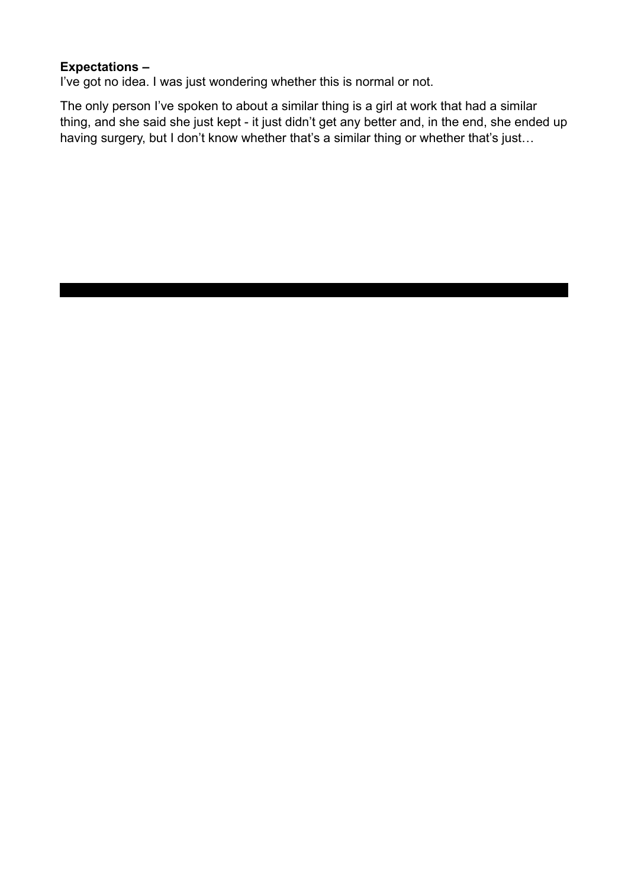**Expectations –**
I've got no idea. I was just wondering whether this is normal or not.

The only person I've spoken to about a similar thing is a girl at work that had a similar thing, and she said she just kept - it just didn't get any better and, in the end, she ended up having surgery, but I don't know whether that's a similar thing or whether that's just…